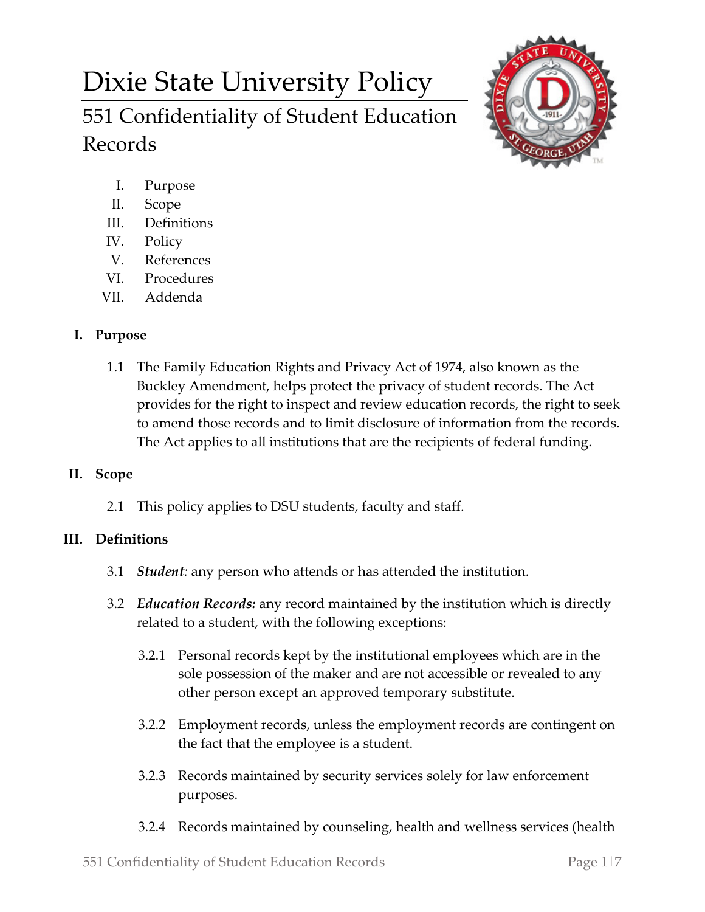# Dixie State University Policy

## 551 Confidentiality of Student Education Records

I. Purpose
II. Scope
III. Definitions
IV. Policy
V. References
VI. Procedures
VII. Addenda

### I. Purpose

1.1 The Family Education Rights and Privacy Act of 1974, also known as the Buckley Amendment, helps protect the privacy of student records. The Act provides for the right to inspect and review education records, the right to seek to amend those records and to limit disclosure of information from the records. The Act applies to all institutions that are the recipients of federal funding.

### II. Scope

2.1 This policy applies to DSU students, faculty and staff.

### III. Definitions

3.1 ***Student****:* any person who attends or has attended the institution.

3.2 ***Education Records:*** any record maintained by the institution which is directly related to a student, with the following exceptions:

3.2.1 Personal records kept by the institutional employees which are in the sole possession of the maker and are not accessible or revealed to any other person except an approved temporary substitute.

3.2.2 Employment records, unless the employment records are contingent on the fact that the employee is a student.

3.2.3 Records maintained by security services solely for law enforcement purposes.

3.2.4 Records maintained by counseling, health and wellness services (health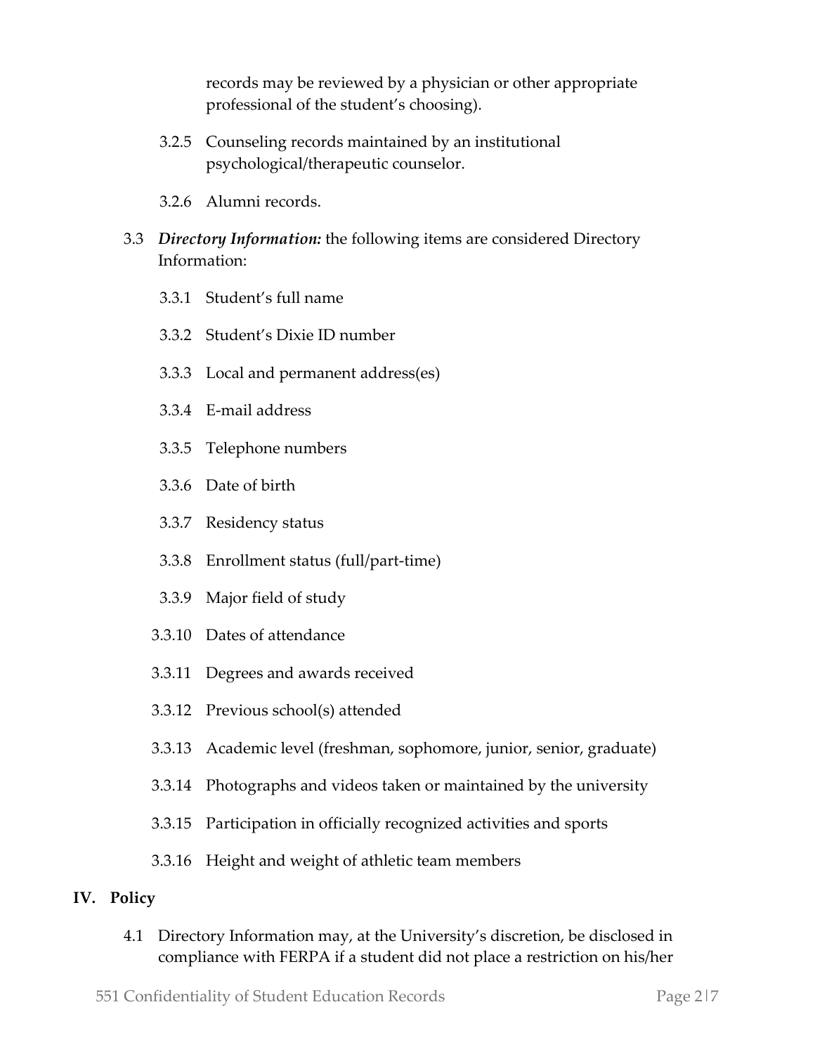records may be reviewed by a physician or other appropriate professional of the student's choosing).

- 3.2.5 Counseling records maintained by an institutional psychological/therapeutic counselor.
- 3.2.6 Alumni records.

3.3 ***Directory Information:*** the following items are considered Directory Information:

- 3.3.1 Student's full name
- 3.3.2 Student's Dixie ID number
- 3.3.3 Local and permanent address(es)
- 3.3.4 E-mail address
- 3.3.5 Telephone numbers
- 3.3.6 Date of birth
- 3.3.7 Residency status
- 3.3.8 Enrollment status (full/part-time)
- 3.3.9 Major field of study
- 3.3.10 Dates of attendance
- 3.3.11 Degrees and awards received
- 3.3.12 Previous school(s) attended
- 3.3.13 Academic level (freshman, sophomore, junior, senior, graduate)
- 3.3.14 Photographs and videos taken or maintained by the university
- 3.3.15 Participation in officially recognized activities and sports
- 3.3.16 Height and weight of athletic team members

## IV. Policy

4.1 Directory Information may, at the University's discretion, be disclosed in compliance with FERPA if a student did not place a restriction on his/her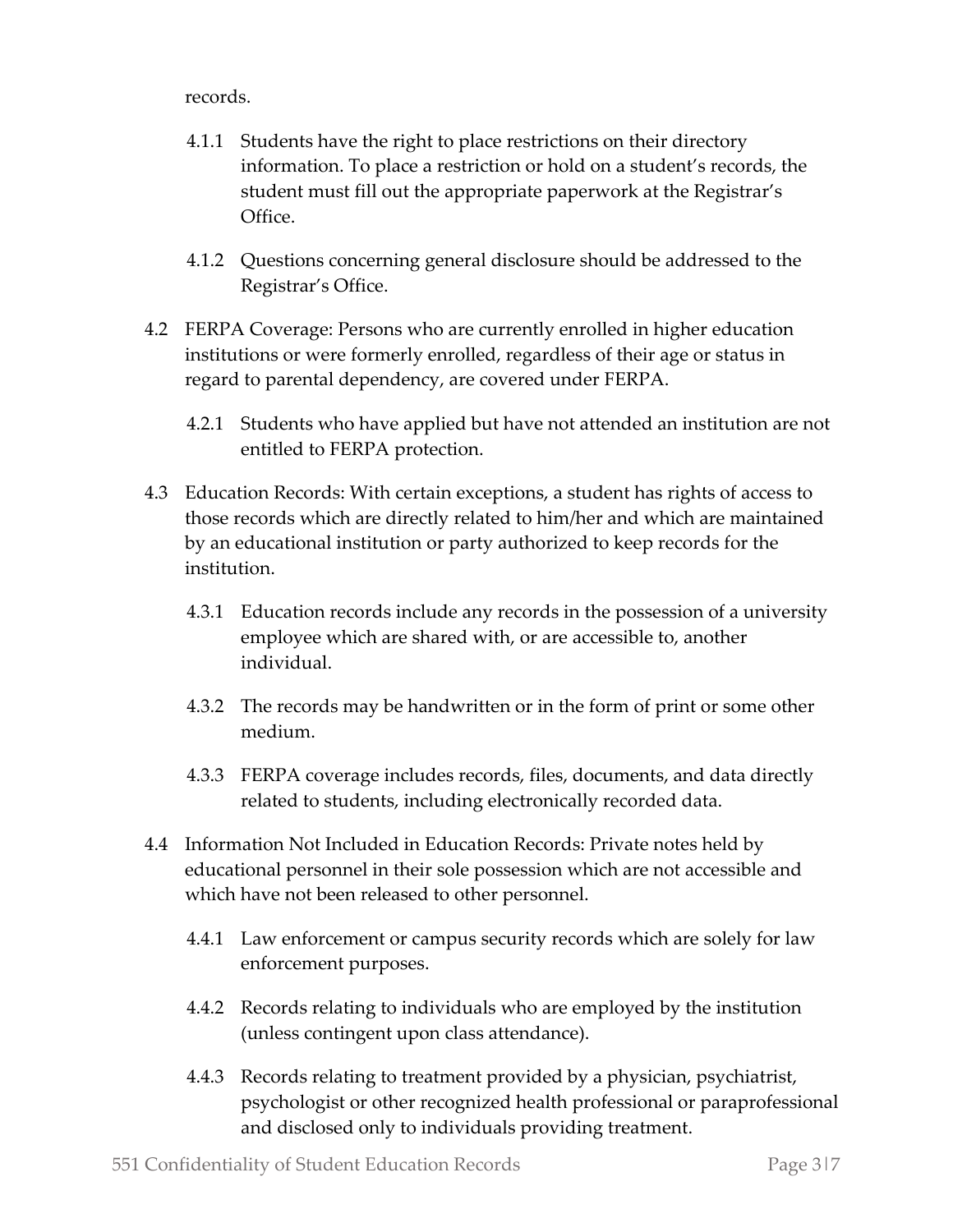records.

4.1.1 Students have the right to place restrictions on their directory information. To place a restriction or hold on a student's records, the student must fill out the appropriate paperwork at the Registrar's Office.

4.1.2 Questions concerning general disclosure should be addressed to the Registrar's Office.

4.2 FERPA Coverage: Persons who are currently enrolled in higher education institutions or were formerly enrolled, regardless of their age or status in regard to parental dependency, are covered under FERPA.

4.2.1 Students who have applied but have not attended an institution are not entitled to FERPA protection.

4.3 Education Records: With certain exceptions, a student has rights of access to those records which are directly related to him/her and which are maintained by an educational institution or party authorized to keep records for the institution.

4.3.1 Education records include any records in the possession of a university employee which are shared with, or are accessible to, another individual.

4.3.2 The records may be handwritten or in the form of print or some other medium.

4.3.3 FERPA coverage includes records, files, documents, and data directly related to students, including electronically recorded data.

4.4 Information Not Included in Education Records: Private notes held by educational personnel in their sole possession which are not accessible and which have not been released to other personnel.

4.4.1 Law enforcement or campus security records which are solely for law enforcement purposes.

4.4.2 Records relating to individuals who are employed by the institution (unless contingent upon class attendance).

4.4.3 Records relating to treatment provided by a physician, psychiatrist, psychologist or other recognized health professional or paraprofessional and disclosed only to individuals providing treatment.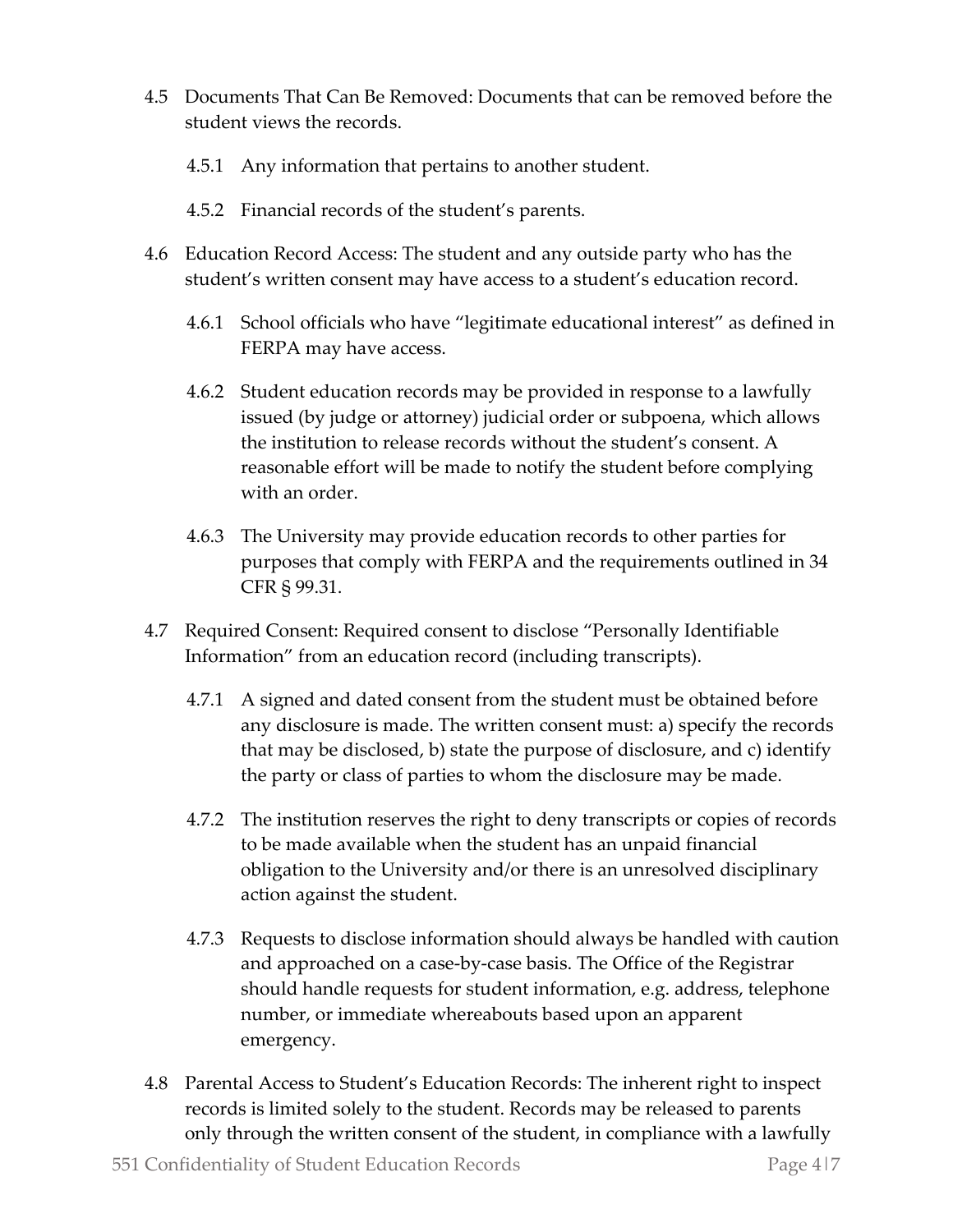4.5 Documents That Can Be Removed: Documents that can be removed before the student views the records.

   4.5.1 Any information that pertains to another student.

   4.5.2 Financial records of the student's parents.

4.6 Education Record Access: The student and any outside party who has the student's written consent may have access to a student's education record.

   4.6.1 School officials who have "legitimate educational interest" as defined in FERPA may have access.

   4.6.2 Student education records may be provided in response to a lawfully issued (by judge or attorney) judicial order or subpoena, which allows the institution to release records without the student's consent. A reasonable effort will be made to notify the student before complying with an order.

   4.6.3 The University may provide education records to other parties for purposes that comply with FERPA and the requirements outlined in 34 CFR § 99.31.

4.7 Required Consent: Required consent to disclose "Personally Identifiable Information" from an education record (including transcripts).

   4.7.1 A signed and dated consent from the student must be obtained before any disclosure is made. The written consent must: a) specify the records that may be disclosed, b) state the purpose of disclosure, and c) identify the party or class of parties to whom the disclosure may be made.

   4.7.2 The institution reserves the right to deny transcripts or copies of records to be made available when the student has an unpaid financial obligation to the University and/or there is an unresolved disciplinary action against the student.

   4.7.3 Requests to disclose information should always be handled with caution and approached on a case-by-case basis. The Office of the Registrar should handle requests for student information, e.g. address, telephone number, or immediate whereabouts based upon an apparent emergency.

4.8 Parental Access to Student's Education Records: The inherent right to inspect records is limited solely to the student. Records may be released to parents only through the written consent of the student, in compliance with a lawfully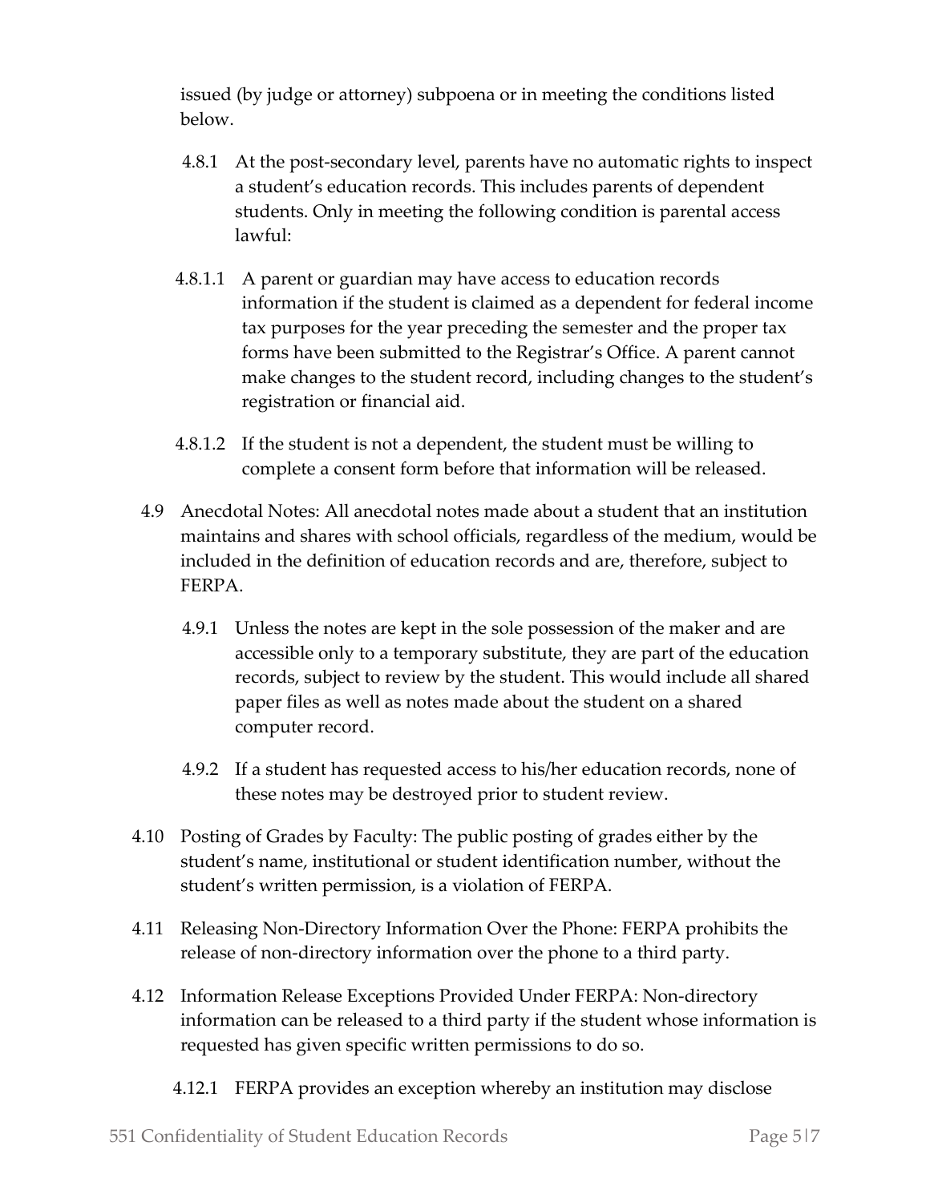issued (by judge or attorney) subpoena or in meeting the conditions listed below.

4.8.1 At the post-secondary level, parents have no automatic rights to inspect a student's education records. This includes parents of dependent students. Only in meeting the following condition is parental access lawful:

4.8.1.1 A parent or guardian may have access to education records information if the student is claimed as a dependent for federal income tax purposes for the year preceding the semester and the proper tax forms have been submitted to the Registrar's Office. A parent cannot make changes to the student record, including changes to the student's registration or financial aid.

4.8.1.2 If the student is not a dependent, the student must be willing to complete a consent form before that information will be released.

4.9 Anecdotal Notes: All anecdotal notes made about a student that an institution maintains and shares with school officials, regardless of the medium, would be included in the definition of education records and are, therefore, subject to FERPA.

4.9.1 Unless the notes are kept in the sole possession of the maker and are accessible only to a temporary substitute, they are part of the education records, subject to review by the student. This would include all shared paper files as well as notes made about the student on a shared computer record.

4.9.2 If a student has requested access to his/her education records, none of these notes may be destroyed prior to student review.

4.10 Posting of Grades by Faculty: The public posting of grades either by the student's name, institutional or student identification number, without the student's written permission, is a violation of FERPA.

4.11 Releasing Non-Directory Information Over the Phone: FERPA prohibits the release of non-directory information over the phone to a third party.

4.12 Information Release Exceptions Provided Under FERPA: Non-directory information can be released to a third party if the student whose information is requested has given specific written permissions to do so.

4.12.1 FERPA provides an exception whereby an institution may disclose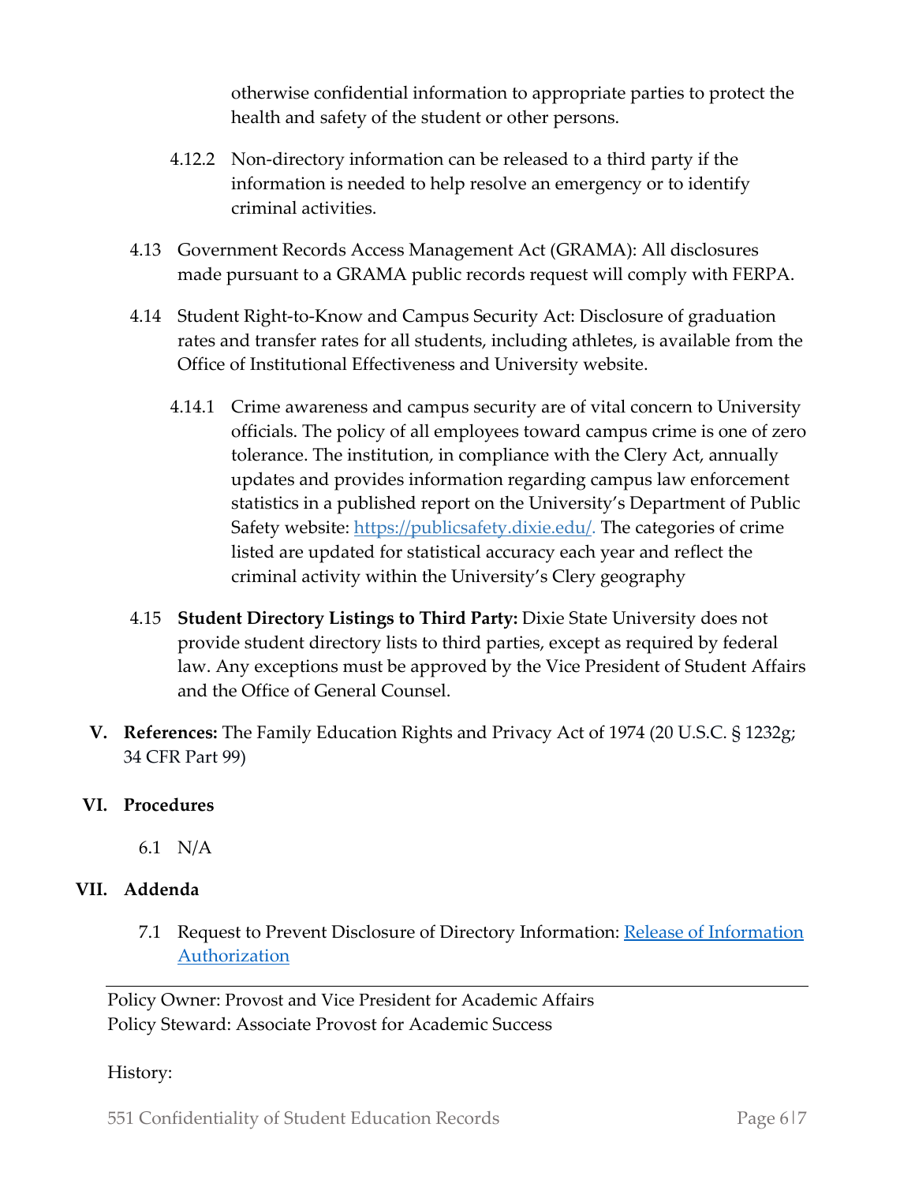otherwise confidential information to appropriate parties to protect the health and safety of the student or other persons.

4.12.2 Non-directory information can be released to a third party if the information is needed to help resolve an emergency or to identify criminal activities.

4.13 Government Records Access Management Act (GRAMA): All disclosures made pursuant to a GRAMA public records request will comply with FERPA.

4.14 Student Right-to-Know and Campus Security Act: Disclosure of graduation rates and transfer rates for all students, including athletes, is available from the Office of Institutional Effectiveness and University website.

4.14.1 Crime awareness and campus security are of vital concern to University officials. The policy of all employees toward campus crime is one of zero tolerance. The institution, in compliance with the Clery Act, annually updates and provides information regarding campus law enforcement statistics in a published report on the University's Department of Public Safety website: [https://publicsafety.dixie.edu/.](https://publicsafety.dixie.edu/) The categories of crime listed are updated for statistical accuracy each year and reflect the criminal activity within the University's Clery geography

4.15 **Student Directory Listings to Third Party:** Dixie State University does not provide student directory lists to third parties, except as required by federal law. Any exceptions must be approved by the Vice President of Student Affairs and the Office of General Counsel.

## V. References: 

The Family Education Rights and Privacy Act of 1974 (20 U.S.C. § 1232g; 34 CFR Part 99)

## VI. Procedures

6.1 N/A

## VII. Addenda

7.1 Request to Prevent Disclosure of Directory Information: Release of Information Authorization

---

Policy Owner: Provost and Vice President for Academic Affairs
Policy Steward: Associate Provost for Academic Success

History: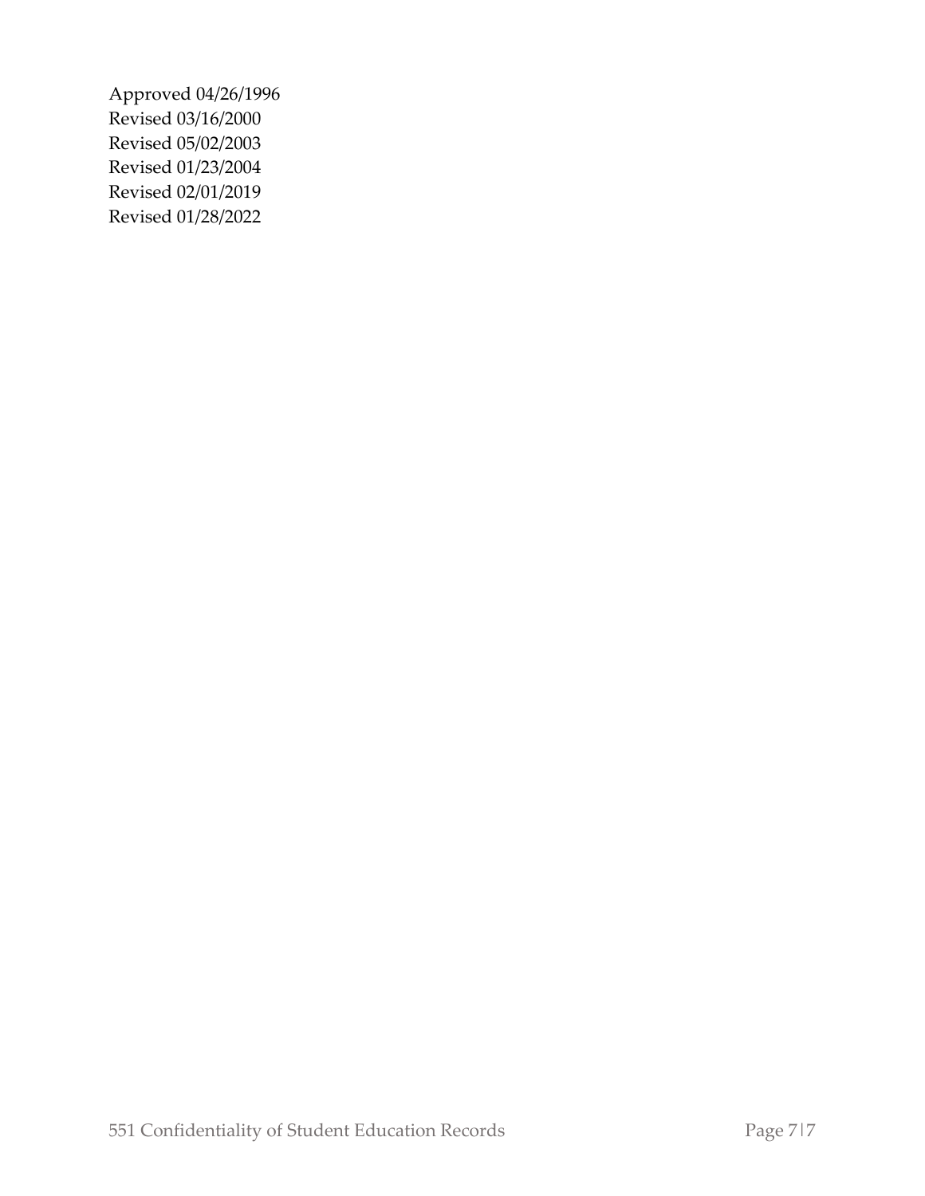Approved 04/26/1996
Revised 03/16/2000
Revised 05/02/2003
Revised 01/23/2004
Revised 02/01/2019
Revised 01/28/2022